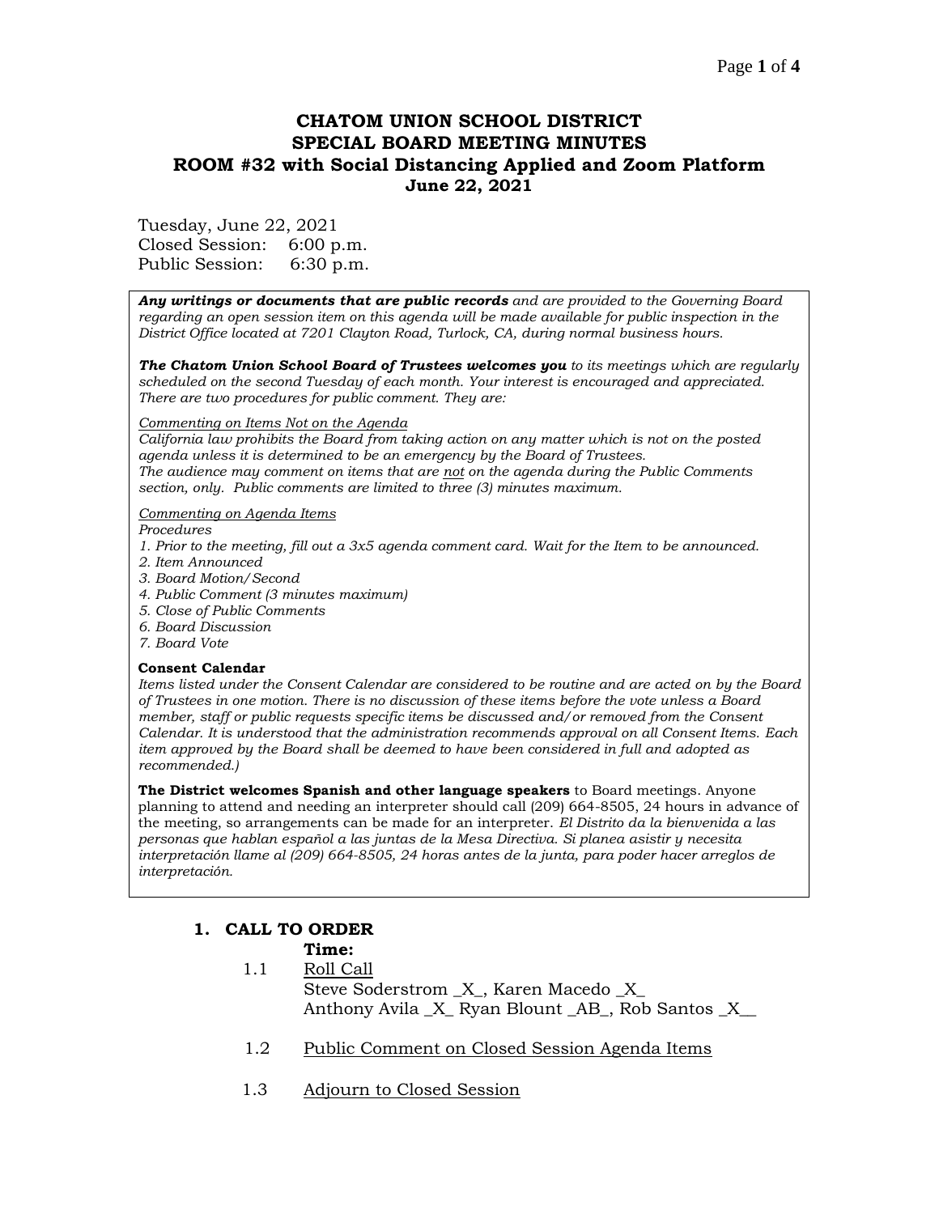# CHATOM UNION SCHOOL DISTRICT
# SPECIAL BOARD MEETING MINUTES
## ROOM #32 with Social Distancing Applied and Zoom Platform
## June 22, 2021

Tuesday, June 22, 2021
Closed Session: 6:00 p.m.
Public Session: 6:30 p.m.

***Any writings or documents that are public records*** *and are provided to the Governing Board regarding an open session item on this agenda will be made available for public inspection in the District Office located at 7201 Clayton Road, Turlock, CA, during normal business hours.*

***The Chatom Union School Board of Trustees welcomes you*** *to its meetings which are regularly scheduled on the second Tuesday of each month. Your interest is encouraged and appreciated. There are two procedures for public comment. They are:*

*Commenting on Items Not on the Agenda*
*California law prohibits the Board from taking action on any matter which is not on the posted agenda unless it is determined to be an emergency by the Board of Trustees.*
*The audience may comment on items that are not on the agenda during the Public Comments section, only. Public comments are limited to three (3) minutes maximum.*

*Commenting on Agenda Items*
*Procedures*
*1. Prior to the meeting, fill out a 3x5 agenda comment card. Wait for the Item to be announced.*
*2. Item Announced*
*3. Board Motion/Second*
*4. Public Comment (3 minutes maximum)*
*5. Close of Public Comments*
*6. Board Discussion*
*7. Board Vote*

**Consent Calendar**
*Items listed under the Consent Calendar are considered to be routine and are acted on by the Board of Trustees in one motion. There is no discussion of these items before the vote unless a Board member, staff or public requests specific items be discussed and/or removed from the Consent Calendar. It is understood that the administration recommends approval on all Consent Items. Each item approved by the Board shall be deemed to have been considered in full and adopted as recommended.)*

**The District welcomes Spanish and other language speakers** to Board meetings. Anyone planning to attend and needing an interpreter should call (209) 664-8505, 24 hours in advance of the meeting, so arrangements can be made for an interpreter. *El Distrito da la bienvenida a las personas que hablan español a las juntas de la Mesa Directiva. Si planea asistir y necesita interpretación llame al (209) 664-8505, 24 horas antes de la junta, para poder hacer arreglos de interpretación.*

## 1. CALL TO ORDER

**Time:**

1.1 Roll Call
Steve Soderstrom _X_, Karen Macedo _X_
Anthony Avila _X_ Ryan Blount _AB_, Rob Santos _X__

1.2 Public Comment on Closed Session Agenda Items

1.3 Adjourn to Closed Session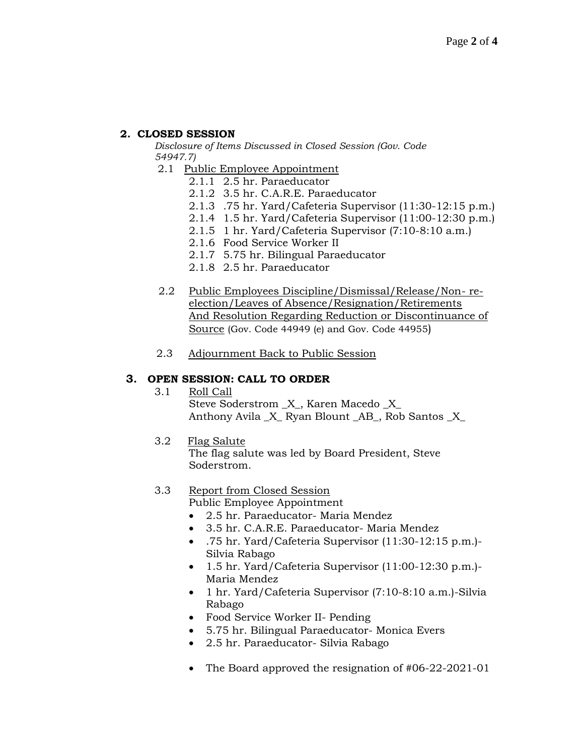## 2. CLOSED SESSION

*Disclosure of Items Discussed in Closed Session (Gov. Code 54947.7)*

2.1 Public Employee Appointment

- 2.1.1 2.5 hr. Paraeducator
- 2.1.2 3.5 hr. C.A.R.E. Paraeducator
- 2.1.3 .75 hr. Yard/Cafeteria Supervisor (11:30-12:15 p.m.)
- 2.1.4 1.5 hr. Yard/Cafeteria Supervisor (11:00-12:30 p.m.)
- 2.1.5 1 hr. Yard/Cafeteria Supervisor (7:10-8:10 a.m.)
- 2.1.6 Food Service Worker II
- 2.1.7 5.75 hr. Bilingual Paraeducator
- 2.1.8 2.5 hr. Paraeducator

2.2 Public Employees Discipline/Dismissal/Release/Non- re-election/Leaves of Absence/Resignation/Retirements And Resolution Regarding Reduction or Discontinuance of Source (Gov. Code 44949 (e) and Gov. Code 44955)

2.3 Adjournment Back to Public Session

## 3. OPEN SESSION: CALL TO ORDER

3.1 Roll Call

Steve Soderstrom _X_, Karen Macedo _X_
Anthony Avila _X_ Ryan Blount _AB_, Rob Santos _X_

3.2 Flag Salute

The flag salute was led by Board President, Steve Soderstrom.

3.3 Report from Closed Session

Public Employee Appointment

- 2.5 hr. Paraeducator- Maria Mendez
- 3.5 hr. C.A.R.E. Paraeducator- Maria Mendez
- .75 hr. Yard/Cafeteria Supervisor (11:30-12:15 p.m.)- Silvia Rabago
- 1.5 hr. Yard/Cafeteria Supervisor (11:00-12:30 p.m.)- Maria Mendez
- 1 hr. Yard/Cafeteria Supervisor (7:10-8:10 a.m.)-Silvia Rabago
- Food Service Worker II- Pending
- 5.75 hr. Bilingual Paraeducator- Monica Evers
- 2.5 hr. Paraeducator- Silvia Rabago

- The Board approved the resignation of #06-22-2021-01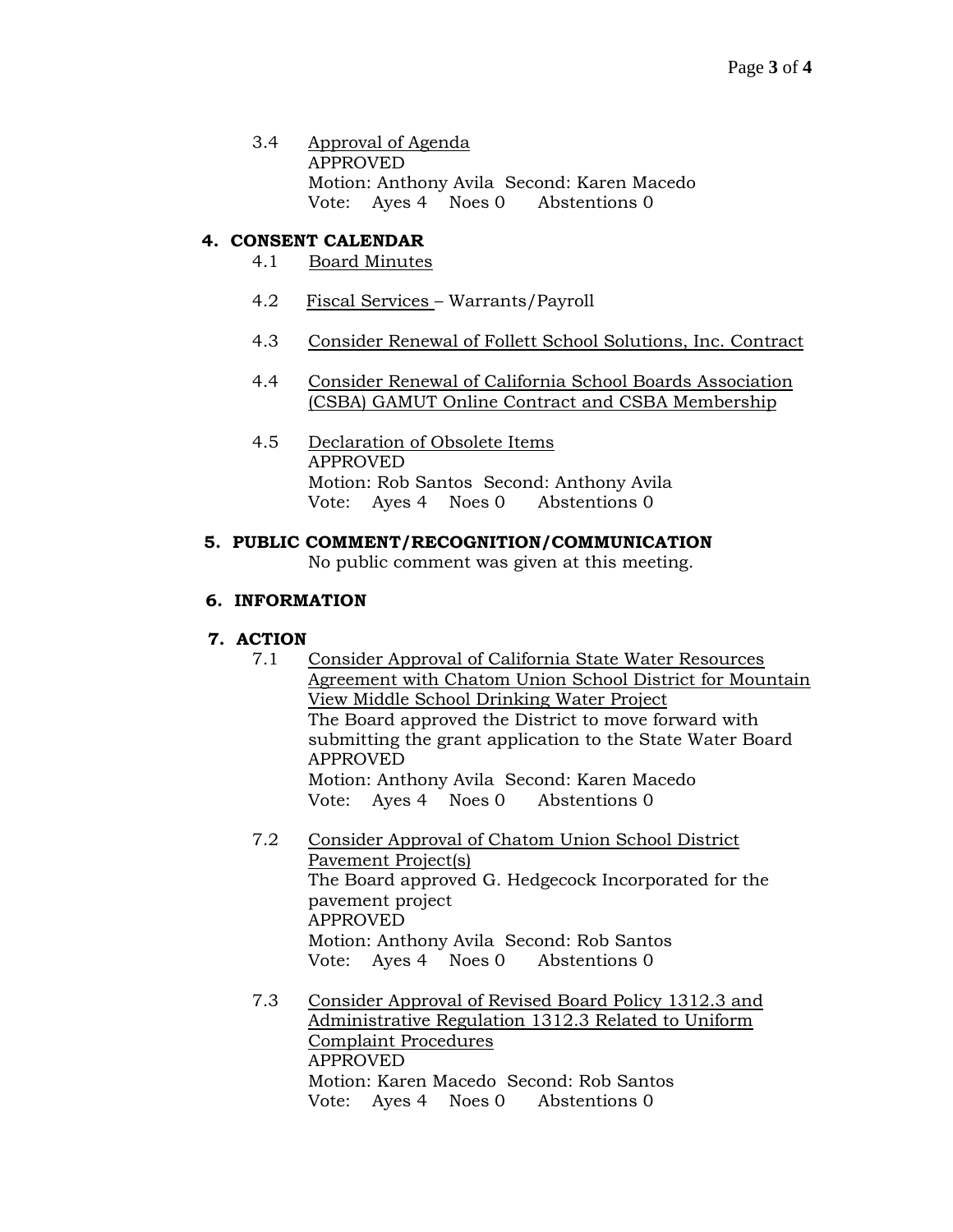3.4 Approval of Agenda
APPROVED
Motion: Anthony Avila Second: Karen Macedo
Vote: Ayes 4 Noes 0 Abstentions 0

## 4. CONSENT CALENDAR

4.1 Board Minutes

4.2 Fiscal Services – Warrants/Payroll

4.3 Consider Renewal of Follett School Solutions, Inc. Contract

4.4 Consider Renewal of California School Boards Association (CSBA) GAMUT Online Contract and CSBA Membership

4.5 Declaration of Obsolete Items
APPROVED
Motion: Rob Santos Second: Anthony Avila
Vote: Ayes 4 Noes 0 Abstentions 0

## 5. PUBLIC COMMENT/RECOGNITION/COMMUNICATION

No public comment was given at this meeting.

## 6. INFORMATION

## 7. ACTION

7.1 Consider Approval of California State Water Resources Agreement with Chatom Union School District for Mountain View Middle School Drinking Water Project
The Board approved the District to move forward with submitting the grant application to the State Water Board
APPROVED
Motion: Anthony Avila Second: Karen Macedo
Vote: Ayes 4 Noes 0 Abstentions 0

7.2 Consider Approval of Chatom Union School District Pavement Project(s)
The Board approved G. Hedgecock Incorporated for the pavement project
APPROVED
Motion: Anthony Avila Second: Rob Santos
Vote: Ayes 4 Noes 0 Abstentions 0

7.3 Consider Approval of Revised Board Policy 1312.3 and Administrative Regulation 1312.3 Related to Uniform Complaint Procedures
APPROVED
Motion: Karen Macedo Second: Rob Santos
Vote: Ayes 4 Noes 0 Abstentions 0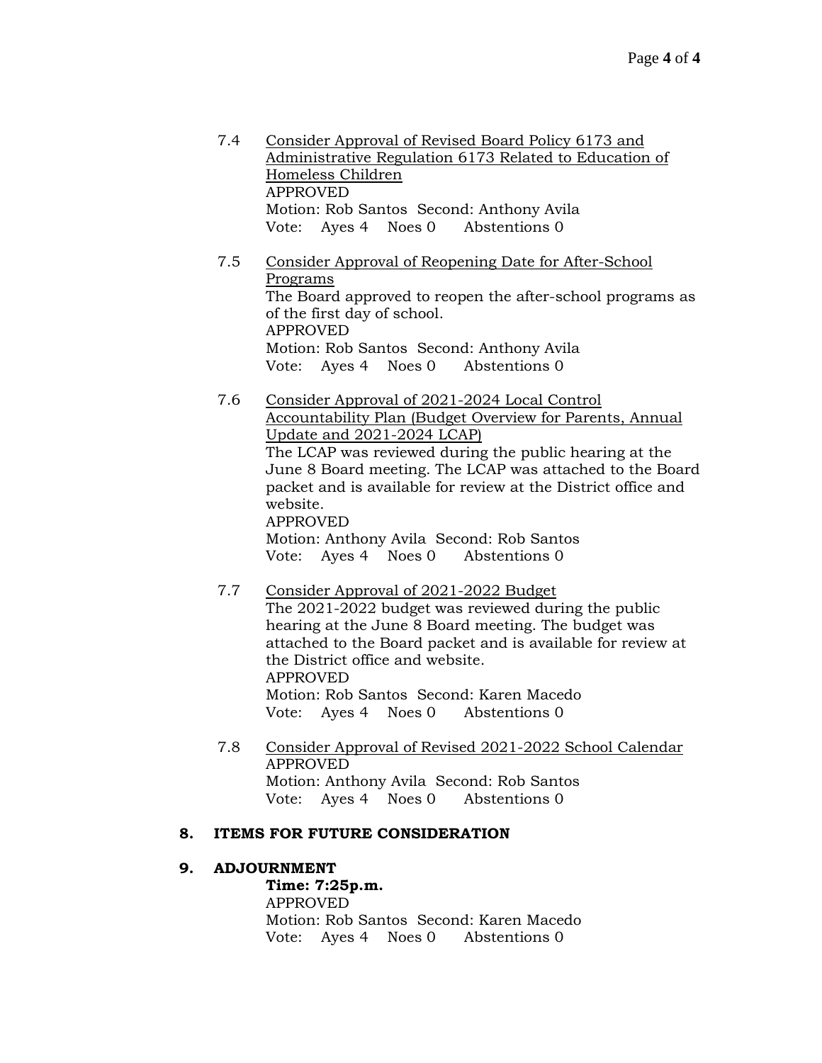7.4 Consider Approval of Revised Board Policy 6173 and Administrative Regulation 6173 Related to Education of Homeless Children
APPROVED
Motion: Rob Santos Second: Anthony Avila
Vote: Ayes 4 Noes 0 Abstentions 0

7.5 Consider Approval of Reopening Date for After-School Programs
The Board approved to reopen the after-school programs as of the first day of school.
APPROVED
Motion: Rob Santos Second: Anthony Avila
Vote: Ayes 4 Noes 0 Abstentions 0

7.6 Consider Approval of 2021-2024 Local Control Accountability Plan (Budget Overview for Parents, Annual Update and 2021-2024 LCAP)
The LCAP was reviewed during the public hearing at the June 8 Board meeting. The LCAP was attached to the Board packet and is available for review at the District office and website.
APPROVED
Motion: Anthony Avila Second: Rob Santos
Vote: Ayes 4 Noes 0 Abstentions 0

7.7 Consider Approval of 2021-2022 Budget
The 2021-2022 budget was reviewed during the public hearing at the June 8 Board meeting. The budget was attached to the Board packet and is available for review at the District office and website.
APPROVED
Motion: Rob Santos Second: Karen Macedo
Vote: Ayes 4 Noes 0 Abstentions 0

7.8 Consider Approval of Revised 2021-2022 School Calendar
APPROVED
Motion: Anthony Avila Second: Rob Santos
Vote: Ayes 4 Noes 0 Abstentions 0

## 8. ITEMS FOR FUTURE CONSIDERATION

## 9. ADJOURNMENT

**Time: 7:25p.m.**
APPROVED
Motion: Rob Santos Second: Karen Macedo
Vote: Ayes 4 Noes 0 Abstentions 0